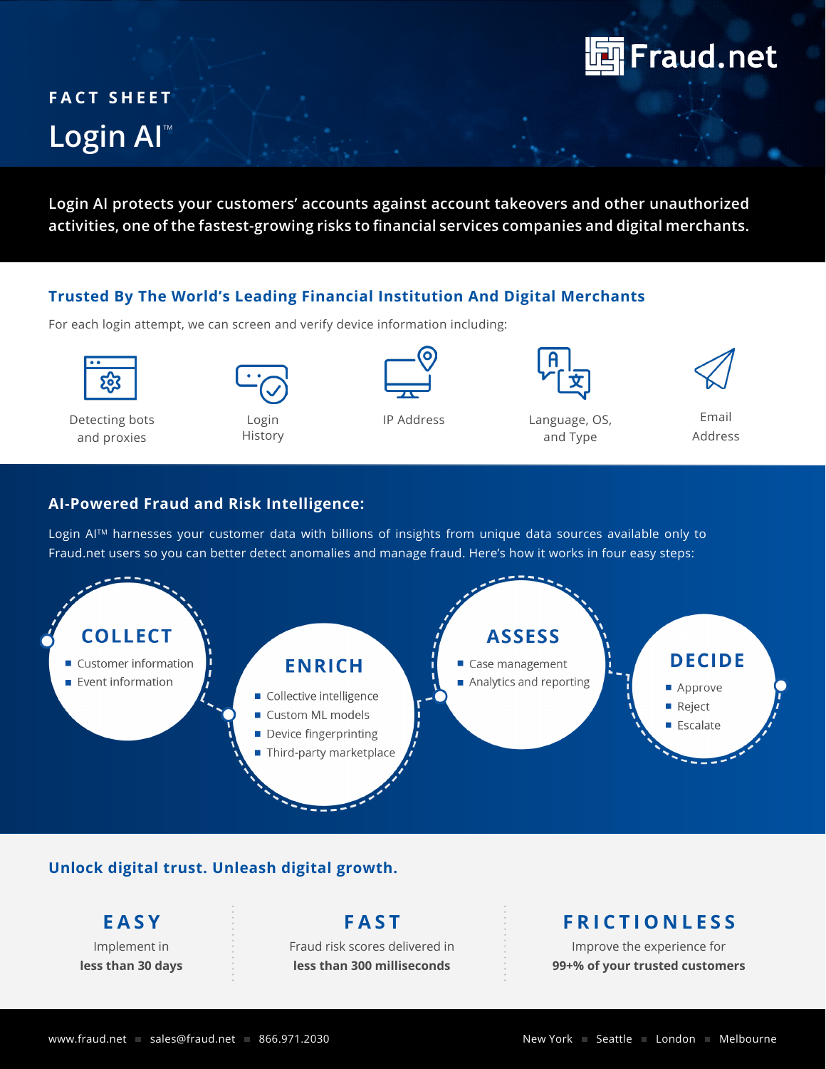Fraud.net

FACT SHEET

# Login AI™

**Login AI protects your customers' accounts against account takeovers and other unauthorized activities, one of the fastest-growing risks to financial services companies and digital merchants.**

## Trusted By The World's Leading Financial Institution And Digital Merchants

For each login attempt, we can screen and verify device information including:

- Detecting bots and proxies
- Login History
- IP Address
- Language, OS, and Type
- Email Address

## AI-Powered Fraud and Risk Intelligence:

Login AI™ harnesses your customer data with billions of insights from unique data sources available only to Fraud.net users so you can better detect anomalies and manage fraud. Here's how it works in four easy steps:

### COLLECT

- Customer information
- Event information

### ENRICH

- Collective intelligence
- Custom ML models
- Device fingerprinting
- Third-party marketplace

### ASSESS

- Case management
- Analytics and reporting

### DECIDE

- Approve
- Reject
- Escalate

## Unlock digital trust. Unleash digital growth.

### EASY

Implement in
**less than 30 days**

### FAST

Fraud risk scores delivered in
**less than 300 milliseconds**

### FRICTIONLESS

Improve the experience for
**99+% of your trusted customers**

www.fraud.net ■ sales@fraud.net ■ 866.971.2030

New York ■ Seattle ■ London ■ Melbourne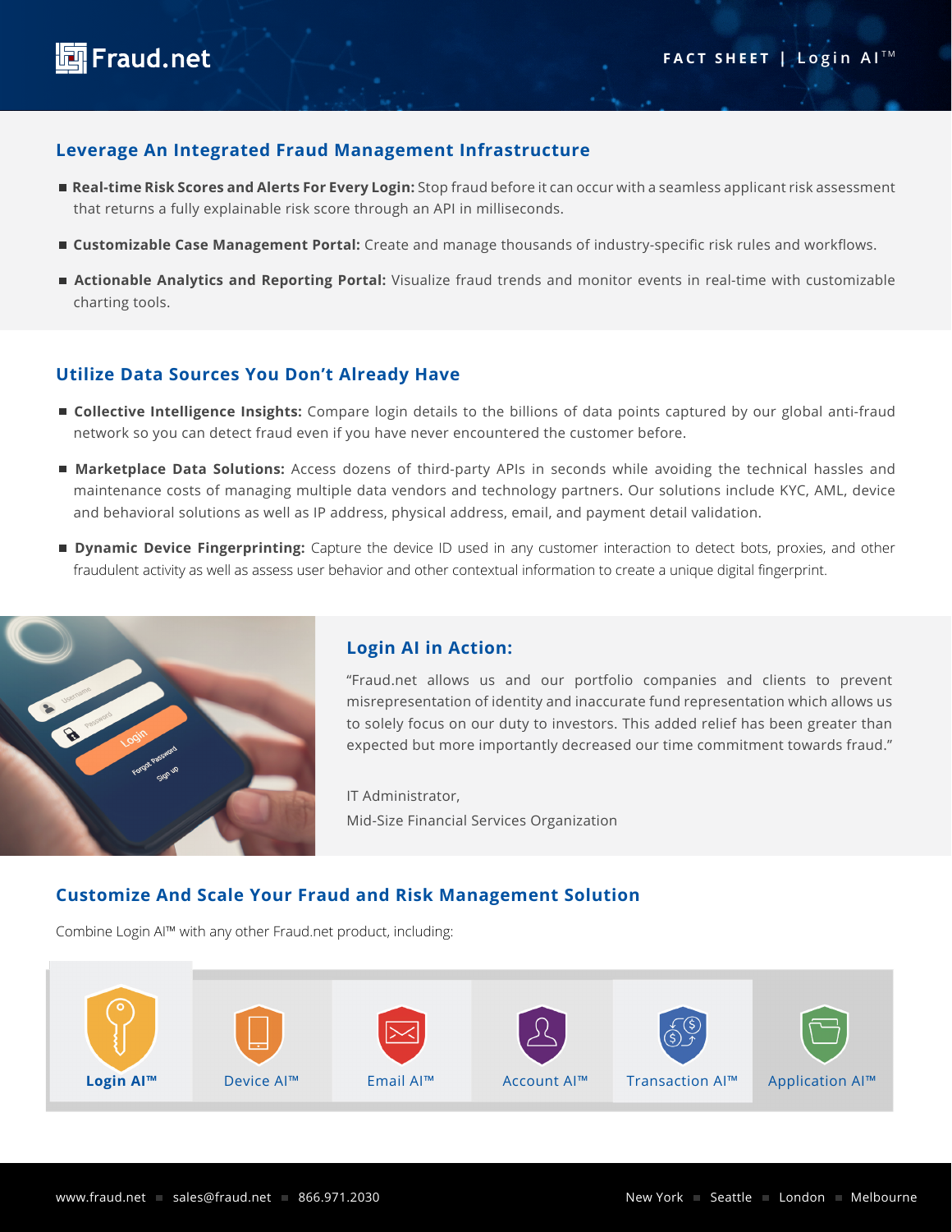## Leverage An Integrated Fraud Management Infrastructure

- **Real-time Risk Scores and Alerts For Every Login:** Stop fraud before it can occur with a seamless applicant risk assessment that returns a fully explainable risk score through an API in milliseconds.
- **Customizable Case Management Portal:** Create and manage thousands of industry-specific risk rules and workflows.
- **Actionable Analytics and Reporting Portal:** Visualize fraud trends and monitor events in real-time with customizable charting tools.

## Utilize Data Sources You Don't Already Have

- **Collective Intelligence Insights:** Compare login details to the billions of data points captured by our global anti-fraud network so you can detect fraud even if you have never encountered the customer before.
- **Marketplace Data Solutions:** Access dozens of third-party APIs in seconds while avoiding the technical hassles and maintenance costs of managing multiple data vendors and technology partners. Our solutions include KYC, AML, device and behavioral solutions as well as IP address, physical address, email, and payment detail validation.
- **Dynamic Device Fingerprinting:** Capture the device ID used in any customer interaction to detect bots, proxies, and other fraudulent activity as well as assess user behavior and other contextual information to create a unique digital fingerprint.

## Login AI in Action:

"Fraud.net allows us and our portfolio companies and clients to prevent misrepresentation of identity and inaccurate fund representation which allows us to solely focus on our duty to investors. This added relief has been greater than expected but more importantly decreased our time commitment towards fraud."

IT Administrator,
Mid-Size Financial Services Organization

## Customize And Scale Your Fraud and Risk Management Solution

Combine Login AI™ with any other Fraud.net product, including:

**Login AI™** | Device AI™ | Email AI™ | Account AI™ | Transaction AI™ | Application AI™

www.fraud.net ▪ sales@fraud.net ▪ 866.971.2030

New York ▪ Seattle ▪ London ▪ Melbourne